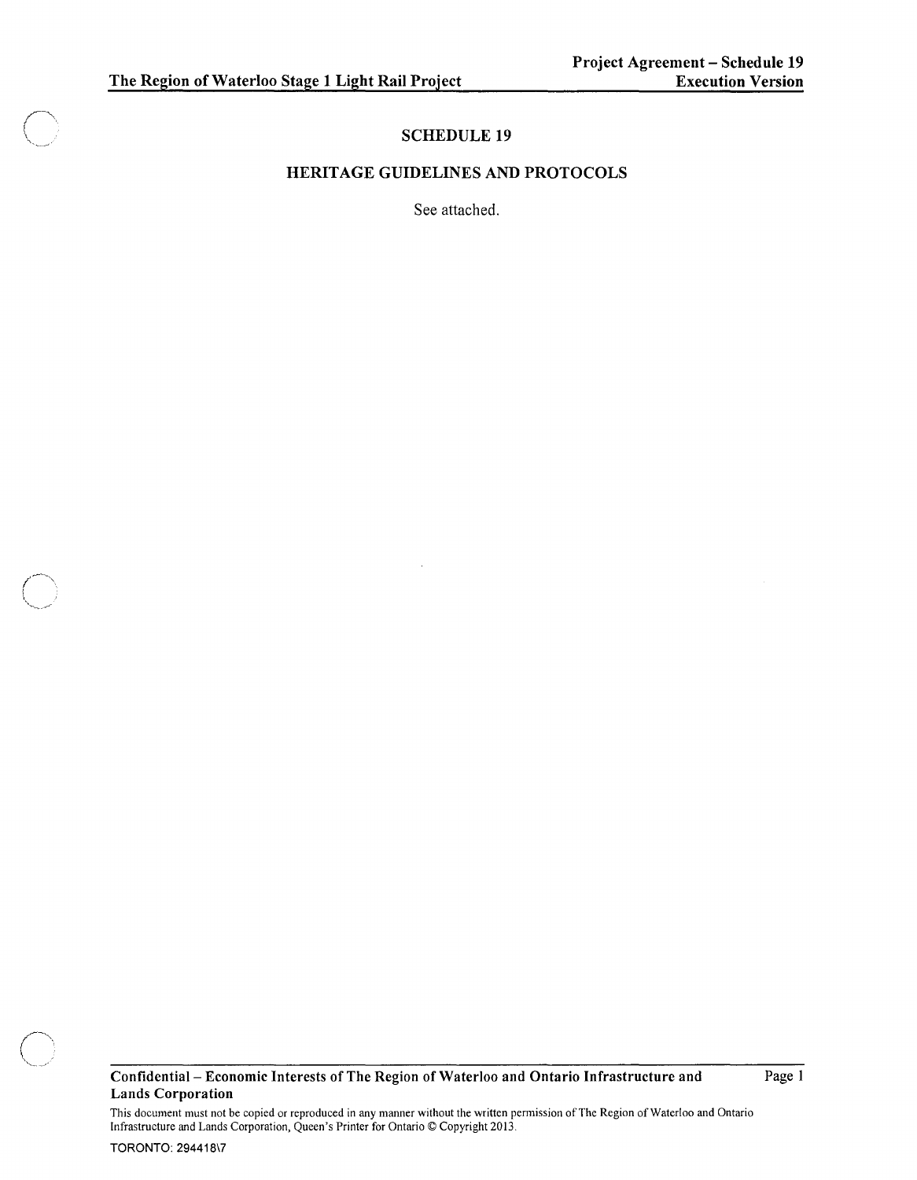# SCHEDULE 19

## HERITAGE GUIDELINES AND PROTOCOLS

See attached.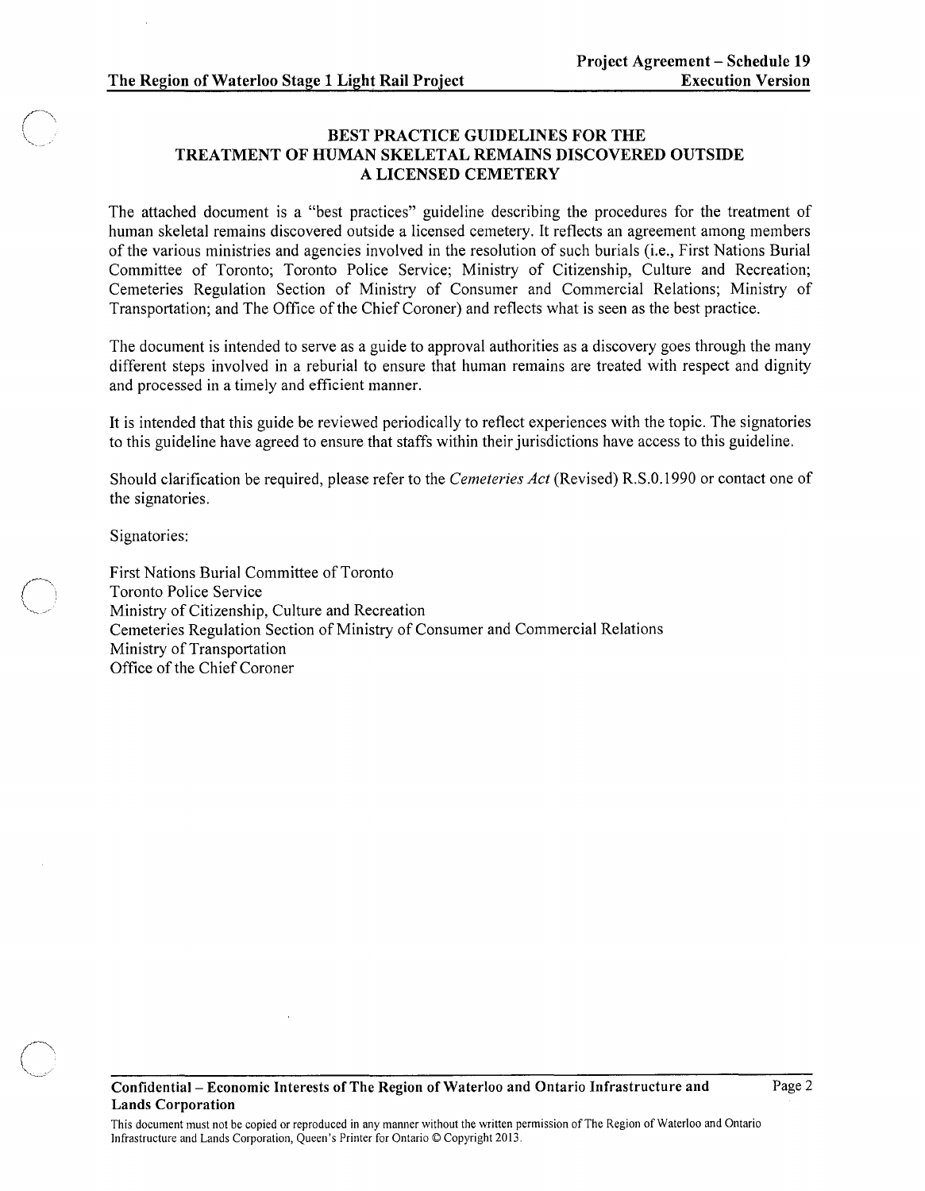# BEST PRACTICE GUIDELINES FOR THE TREATMENT OF HUMAN SKELETAL REMAINS DISCOVERED OUTSIDE A LICENSED CEMETERY

The attached document is a "best practices" guideline describing the procedures for the treatment of human skeletal remains discovered outside a licensed cemetery. It reflects an agreement among members of the various ministries and agencies involved in the resolution of such burials (i.e., First Nations Burial Committee of Toronto; Toronto Police Service; Ministry of Citizenship, Culture and Recreation; Cemeteries Regulation Section of Ministry of Consumer and Commercial Relations; Ministry of Transportation; and The Office of the Chief Coroner) and reflects what is seen as the best practice.

The document is intended to serve as a guide to approval authorities as a discovery goes through the many different steps involved in a reburial to ensure that human remains are treated with respect and dignity and processed in a timely and efficient manner.

It is intended that this guide be reviewed periodically to reflect experiences with the topic. The signatories to this guideline have agreed to ensure that staffs within their jurisdictions have access to this guideline.

Should clarification be required, please refer to the *Cemeteries Act* (Revised) R.S.0.1990 or contact one of the signatories.

Signatories:

First Nations Burial Committee of Toronto
Toronto Police Service
Ministry of Citizenship, Culture and Recreation
Cemeteries Regulation Section of Ministry of Consumer and Commercial Relations
Ministry of Transportation
Office of the Chief Coroner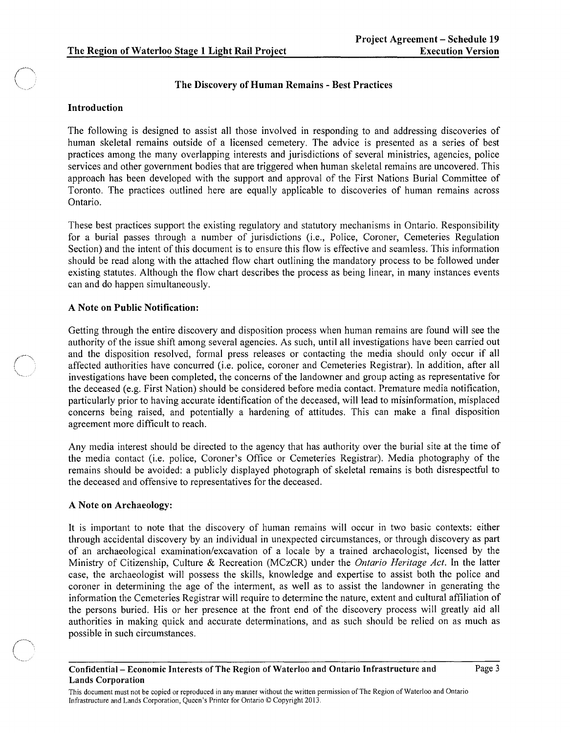## The Discovery of Human Remains - Best Practices

### Introduction

The following is designed to assist all those involved in responding to and addressing discoveries of human skeletal remains outside of a licensed cemetery. The advice is presented as a series of best practices among the many overlapping interests and jurisdictions of several ministries, agencies, police services and other government bodies that are triggered when human skeletal remains are uncovered. This approach has been developed with the support and approval of the First Nations Burial Committee of Toronto. The practices outlined here are equally applicable to discoveries of human remains across Ontario.

These best practices support the existing regulatory and statutory mechanisms in Ontario. Responsibility for a burial passes through a number of jurisdictions (i.e., Police, Coroner, Cemeteries Regulation Section) and the intent of this document is to ensure this flow is effective and seamless. This information should be read along with the attached flow chart outlining the mandatory process to be followed under existing statutes. Although the flow chart describes the process as being linear, in many instances events can and do happen simultaneously.

### A Note on Public Notification:

Getting through the entire discovery and disposition process when human remains are found will see the authority of the issue shift among several agencies. As such, until all investigations have been carried out and the disposition resolved, formal press releases or contacting the media should only occur if all affected authorities have concurred (i.e. police, coroner and Cemeteries Registrar). In addition, after all investigations have been completed, the concerns of the landowner and group acting as representative for the deceased (e.g. First Nation) should be considered before media contact. Premature media notification, particularly prior to having accurate identification of the deceased, will lead to misinformation, misplaced concerns being raised, and potentially a hardening of attitudes. This can make a final disposition agreement more difficult to reach.

Any media interest should be directed to the agency that has authority over the burial site at the time of the media contact (i.e. police, Coroner's Office or Cemeteries Registrar). Media photography of the remains should be avoided: a publicly displayed photograph of skeletal remains is both disrespectful to the deceased and offensive to representatives for the deceased.

### A Note on Archaeology:

It is important to note that the discovery of human remains will occur in two basic contexts: either through accidental discovery by an individual in unexpected circumstances, or through discovery as part of an archaeological examination/excavation of a locale by a trained archaeologist, licensed by the Ministry of Citizenship, Culture & Recreation (MCzCR) under the *Ontario Heritage Act*. In the latter case, the archaeologist will possess the skills, knowledge and expertise to assist both the police and coroner in determining the age of the interment, as well as to assist the landowner in generating the information the Cemeteries Registrar will require to determine the nature, extent and cultural affiliation of the persons buried. His or her presence at the front end of the discovery process will greatly aid all authorities in making quick and accurate determinations, and as such should be relied on as much as possible in such circumstances.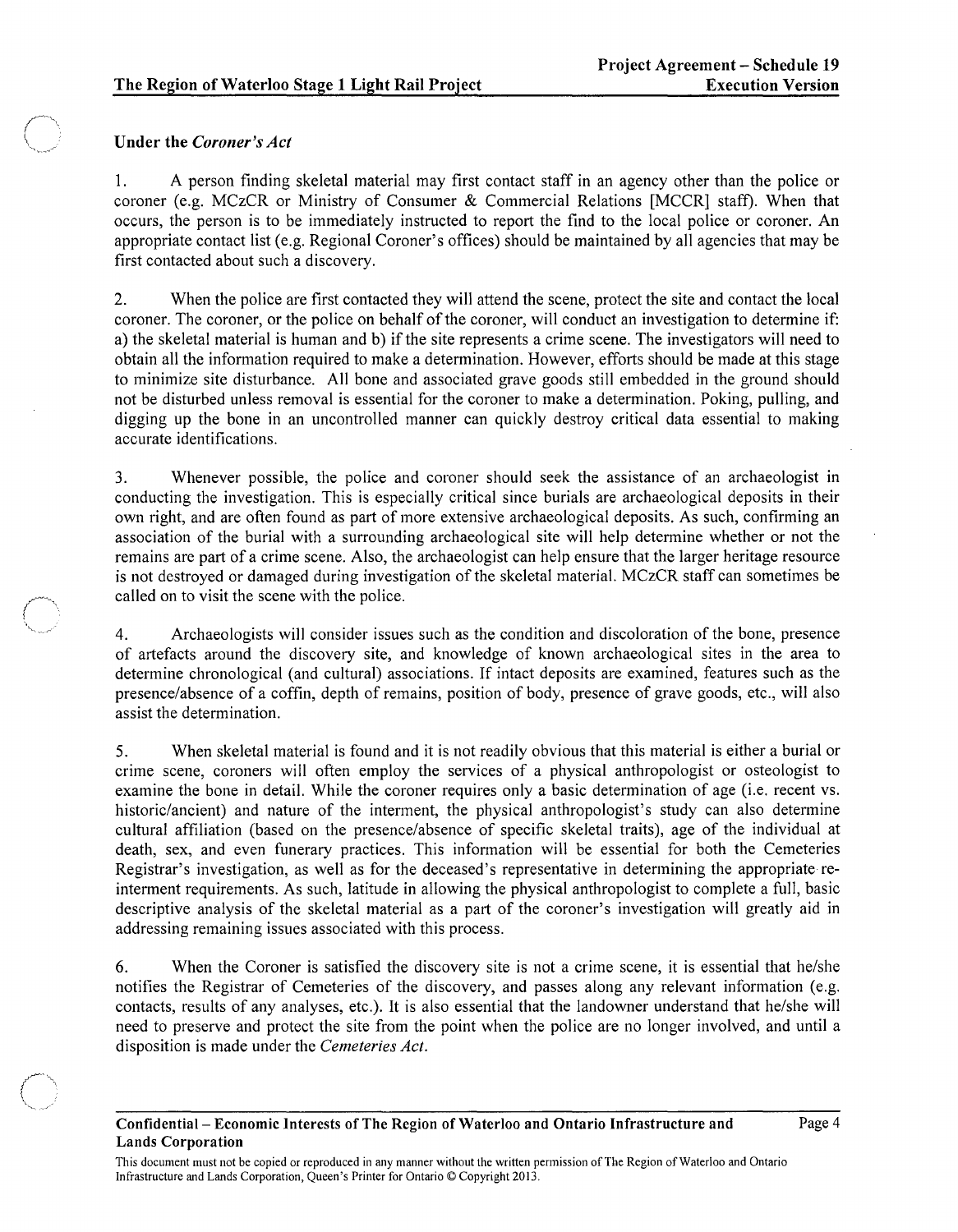### Under the *Coroner's Act*

1. A person finding skeletal material may first contact staff in an agency other than the police or coroner (e.g. MCzCR or Ministry of Consumer & Commercial Relations [MCCR] staff). When that occurs, the person is to be immediately instructed to report the find to the local police or coroner. An appropriate contact list (e.g. Regional Coroner's offices) should be maintained by all agencies that may be first contacted about such a discovery.

2. When the police are first contacted they will attend the scene, protect the site and contact the local coroner. The coroner, or the police on behalf of the coroner, will conduct an investigation to determine if: a) the skeletal material is human and b) if the site represents a crime scene. The investigators will need to obtain all the information required to make a determination. However, efforts should be made at this stage to minimize site disturbance. All bone and associated grave goods still embedded in the ground should not be disturbed unless removal is essential for the coroner to make a determination. Poking, pulling, and digging up the bone in an uncontrolled manner can quickly destroy critical data essential to making accurate identifications.

3. Whenever possible, the police and coroner should seek the assistance of an archaeologist in conducting the investigation. This is especially critical since burials are archaeological deposits in their own right, and are often found as part of more extensive archaeological deposits. As such, confirming an association of the burial with a surrounding archaeological site will help determine whether or not the remains are part of a crime scene. Also, the archaeologist can help ensure that the larger heritage resource is not destroyed or damaged during investigation of the skeletal material. MCzCR staff can sometimes be called on to visit the scene with the police.

4. Archaeologists will consider issues such as the condition and discoloration of the bone, presence of artefacts around the discovery site, and knowledge of known archaeological sites in the area to determine chronological (and cultural) associations. If intact deposits are examined, features such as the presence/absence of a coffin, depth of remains, position of body, presence of grave goods, etc., will also assist the determination.

5. When skeletal material is found and it is not readily obvious that this material is either a burial or crime scene, coroners will often employ the services of a physical anthropologist or osteologist to examine the bone in detail. While the coroner requires only a basic determination of age (i.e. recent vs. historic/ancient) and nature of the interment, the physical anthropologist's study can also determine cultural affiliation (based on the presence/absence of specific skeletal traits), age of the individual at death, sex, and even funerary practices. This information will be essential for both the Cemeteries Registrar's investigation, as well as for the deceased's representative in determining the appropriate re-interment requirements. As such, latitude in allowing the physical anthropologist to complete a full, basic descriptive analysis of the skeletal material as a part of the coroner's investigation will greatly aid in addressing remaining issues associated with this process.

6. When the Coroner is satisfied the discovery site is not a crime scene, it is essential that he/she notifies the Registrar of Cemeteries of the discovery, and passes along any relevant information (e.g. contacts, results of any analyses, etc.). It is also essential that the landowner understand that he/she will need to preserve and protect the site from the point when the police are no longer involved, and until a disposition is made under the *Cemeteries Act*.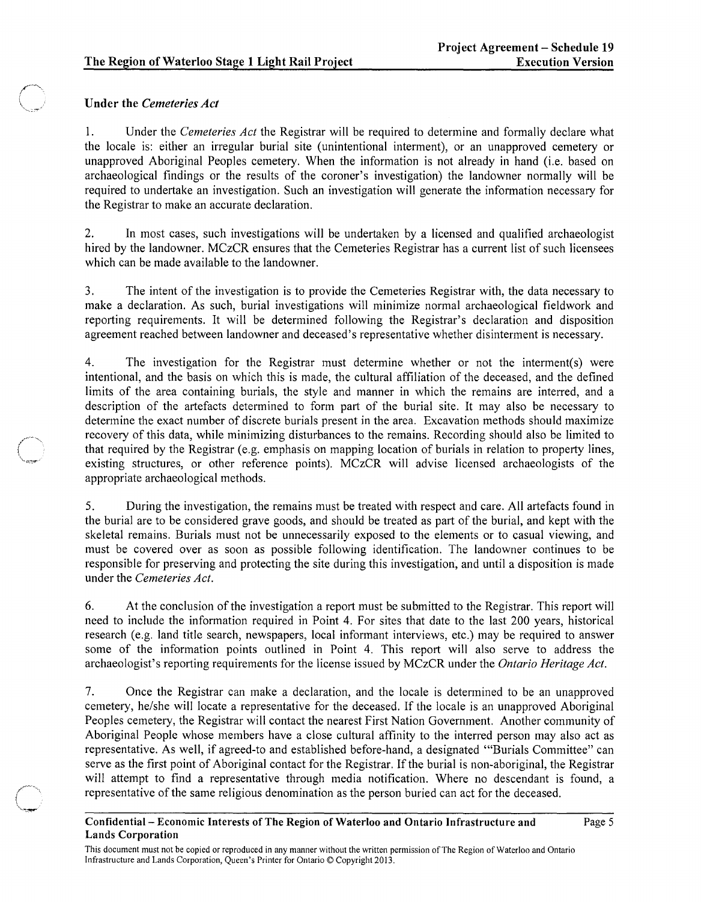### Under the *Cemeteries Act*

1. Under the *Cemeteries Act* the Registrar will be required to determine and formally declare what the locale is: either an irregular burial site (unintentional interment), or an unapproved cemetery or unapproved Aboriginal Peoples cemetery. When the information is not already in hand (i.e. based on archaeological findings or the results of the coroner's investigation) the landowner normally will be required to undertake an investigation. Such an investigation will generate the information necessary for the Registrar to make an accurate declaration.

2. In most cases, such investigations will be undertaken by a licensed and qualified archaeologist hired by the landowner. MCzCR ensures that the Cemeteries Registrar has a current list of such licensees which can be made available to the landowner.

3. The intent of the investigation is to provide the Cemeteries Registrar with, the data necessary to make a declaration. As such, burial investigations will minimize normal archaeological fieldwork and reporting requirements. It will be determined following the Registrar's declaration and disposition agreement reached between landowner and deceased's representative whether disinterment is necessary.

4. The investigation for the Registrar must determine whether or not the interment(s) were intentional, and the basis on which this is made, the cultural affiliation of the deceased, and the defined limits of the area containing burials, the style and manner in which the remains are interred, and a description of the artefacts determined to form part of the burial site. It may also be necessary to determine the exact number of discrete burials present in the area. Excavation methods should maximize recovery of this data, while minimizing disturbances to the remains. Recording should also be limited to that required by the Registrar (e.g. emphasis on mapping location of burials in relation to property lines, existing structures, or other reference points). MCzCR will advise licensed archaeologists of the appropriate archaeological methods.

5. During the investigation, the remains must be treated with respect and care. All artefacts found in the burial are to be considered grave goods, and should be treated as part of the burial, and kept with the skeletal remains. Burials must not be unnecessarily exposed to the elements or to casual viewing, and must be covered over as soon as possible following identification. The landowner continues to be responsible for preserving and protecting the site during this investigation, and until a disposition is made under the *Cemeteries Act*.

6. At the conclusion of the investigation a report must be submitted to the Registrar. This report will need to include the information required in Point 4. For sites that date to the last 200 years, historical research (e.g. land title search, newspapers, local informant interviews, etc.) may be required to answer some of the information points outlined in Point 4. This report will also serve to address the archaeologist's reporting requirements for the license issued by MCzCR under the *Ontario Heritage Act*.

7. Once the Registrar can make a declaration, and the locale is determined to be an unapproved cemetery, he/she will locate a representative for the deceased. If the locale is an unapproved Aboriginal Peoples cemetery, the Registrar will contact the nearest First Nation Government. Another community of Aboriginal People whose members have a close cultural affinity to the interred person may also act as representative. As well, if agreed-to and established before-hand, a designated '"Burials Committee" can serve as the first point of Aboriginal contact for the Registrar. If the burial is non-aboriginal, the Registrar will attempt to find a representative through media notification. Where no descendant is found, a representative of the same religious denomination as the person buried can act for the deceased.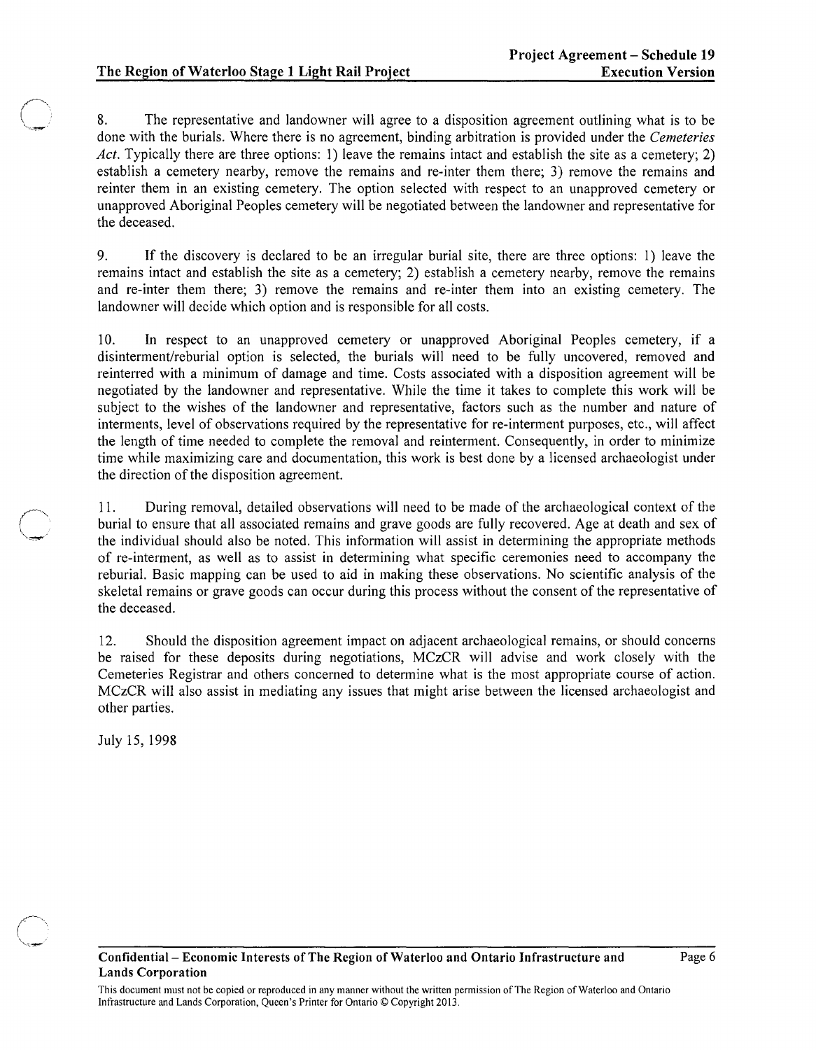8. The representative and landowner will agree to a disposition agreement outlining what is to be done with the burials. Where there is no agreement, binding arbitration is provided under the *Cemeteries Act*. Typically there are three options: 1) leave the remains intact and establish the site as a cemetery; 2) establish a cemetery nearby, remove the remains and re-inter them there; 3) remove the remains and reinter them in an existing cemetery. The option selected with respect to an unapproved cemetery or unapproved Aboriginal Peoples cemetery will be negotiated between the landowner and representative for the deceased.

9. If the discovery is declared to be an irregular burial site, there are three options: 1) leave the remains intact and establish the site as a cemetery; 2) establish a cemetery nearby, remove the remains and re-inter them there; 3) remove the remains and re-inter them into an existing cemetery. The landowner will decide which option and is responsible for all costs.

10. In respect to an unapproved cemetery or unapproved Aboriginal Peoples cemetery, if a disinterment/reburial option is selected, the burials will need to be fully uncovered, removed and reinterred with a minimum of damage and time. Costs associated with a disposition agreement will be negotiated by the landowner and representative. While the time it takes to complete this work will be subject to the wishes of the landowner and representative, factors such as the number and nature of interments, level of observations required by the representative for re-interment purposes, etc., will affect the length of time needed to complete the removal and reinterment. Consequently, in order to minimize time while maximizing care and documentation, this work is best done by a licensed archaeologist under the direction of the disposition agreement.

11. During removal, detailed observations will need to be made of the archaeological context of the burial to ensure that all associated remains and grave goods are fully recovered. Age at death and sex of the individual should also be noted. This information will assist in determining the appropriate methods of re-interment, as well as to assist in determining what specific ceremonies need to accompany the reburial. Basic mapping can be used to aid in making these observations. No scientific analysis of the skeletal remains or grave goods can occur during this process without the consent of the representative of the deceased.

12. Should the disposition agreement impact on adjacent archaeological remains, or should concerns be raised for these deposits during negotiations, MCzCR will advise and work closely with the Cemeteries Registrar and others concerned to determine what is the most appropriate course of action. MCzCR will also assist in mediating any issues that might arise between the licensed archaeologist and other parties.

July 15, 1998